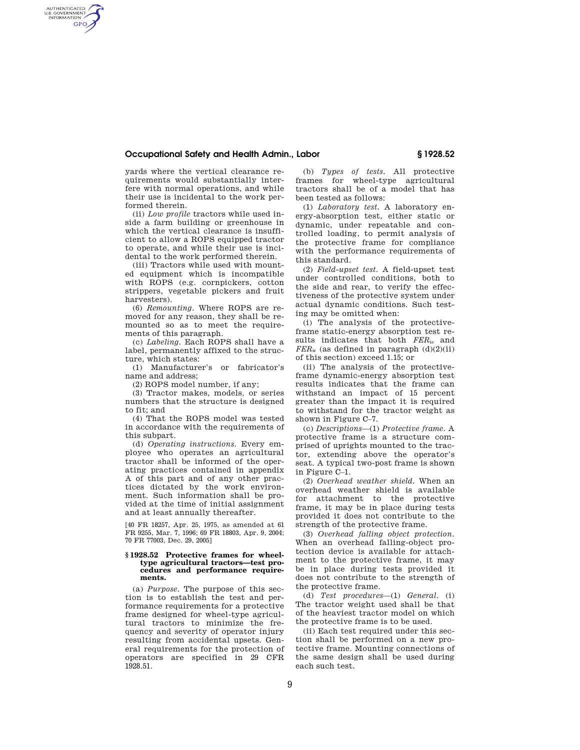yards where the vertical clearance requirements would substantially interfere with normal operations, and while their use is incidental to the work performed therein.

(ii) *Low profile* tractors while used inside a farm building or greenhouse in which the vertical clearance is insufficient to allow a ROPS equipped tractor to operate, and while their use is incidental to the work performed therein.

(iii) Tractors while used with mounted equipment which is incompatible with ROPS (e.g. cornpickers, cotton strippers, vegetable pickers and fruit harvesters).

(6) *Remounting.* Where ROPS are removed for any reason, they shall be remounted so as to meet the requirements of this paragraph.

(c) *Labeling.* Each ROPS shall have a label, permanently affixed to the structure, which states:

(1) Manufacturer's or fabricator's name and address;

(2) ROPS model number, if any;

(3) Tractor makes, models, or series numbers that the structure is designed to fit; and

(4) That the ROPS model was tested in accordance with the requirements of this subpart.

(d) *Operating instructions.* Every employee who operates an agricultural tractor shall be informed of the operating practices contained in appendix A of this part and of any other practices dictated by the work environment. Such information shall be provided at the time of initial assignment and at least annually thereafter.

[40 FR 18257, Apr. 25, 1975, as amended at 61 FR 9255, Mar. 7, 1996; 69 FR 18803, Apr. 9, 2004; 70 FR 77003, Dec. 29, 2005]

### § 1928.52 Protective frames for wheel-type agricultural tractors—test procedures and performance requirements.

(a) *Purpose.* The purpose of this section is to establish the test and performance requirements for a protective frame designed for wheel-type agricultural tractors to minimize the frequency and severity of operator injury resulting from accidental upsets. General requirements for the protection of operators are specified in 29 CFR 1928.51.

(b) *Types of tests.* All protective frames for wheel-type agricultural tractors shall be of a model that has been tested as follows:

(1) *Laboratory test.* A laboratory energy-absorption test, either static or dynamic, under repeatable and controlled loading, to permit analysis of the protective frame for compliance with the performance requirements of this standard.

(2) *Field-upset test.* A field-upset test under controlled conditions, both to the side and rear, to verify the effectiveness of the protective system under actual dynamic conditions. Such testing may be omitted when:

(i) The analysis of the protective-frame static-energy absorption test results indicates that both $FER_{is}$ and $FER_{ir}$ (as defined in paragraph (d)(2)(ii) of this section) exceed 1.15; or

(ii) The analysis of the protective-frame dynamic-energy absorption test results indicates that the frame can withstand an impact of 15 percent greater than the impact it is required to withstand for the tractor weight as shown in Figure C–7.

(c) *Descriptions*—(1) *Protective frame.* A protective frame is a structure comprised of uprights mounted to the tractor, extending above the operator's seat. A typical two-post frame is shown in Figure C–1.

(2) *Overhead weather shield.* When an overhead weather shield is available for attachment to the protective frame, it may be in place during tests provided it does not contribute to the strength of the protective frame.

(3) *Overhead falling object protection.* When an overhead falling-object protection device is available for attachment to the protective frame, it may be in place during tests provided it does not contribute to the strength of the protective frame.

(d) *Test procedures*—(1) *General.* (i) The tractor weight used shall be that of the heaviest tractor model on which the protective frame is to be used.

(ii) Each test required under this section shall be performed on a new protective frame. Mounting connections of the same design shall be used during each such test.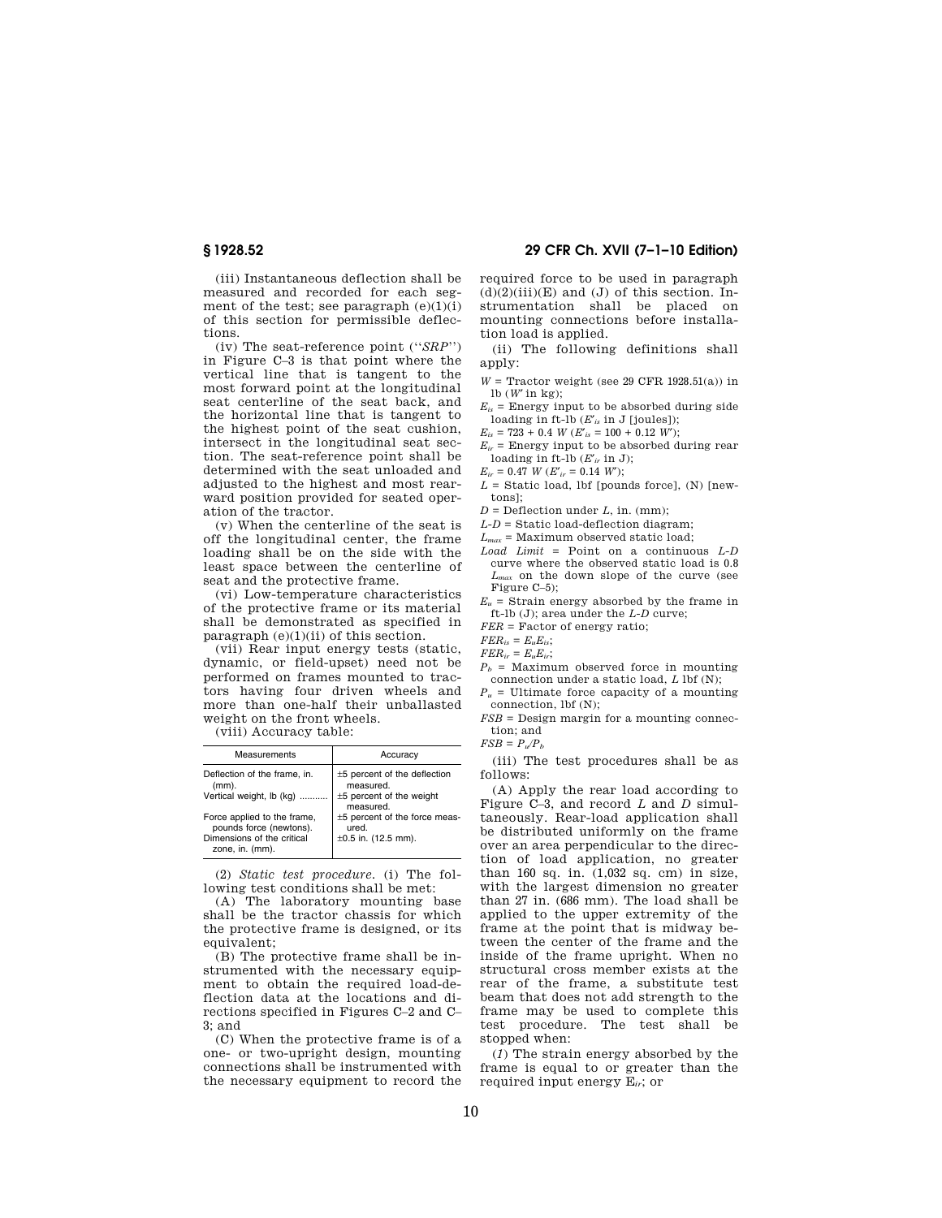(iii) Instantaneous deflection shall be measured and recorded for each segment of the test; see paragraph (e)(1)(i) of this section for permissible deflections.

(iv) The seat-reference point (''*SRP*'') in Figure C–3 is that point where the vertical line that is tangent to the most forward point at the longitudinal seat centerline of the seat back, and the horizontal line that is tangent to the highest point of the seat cushion, intersect in the longitudinal seat section. The seat-reference point shall be determined with the seat unloaded and adjusted to the highest and most rearward position provided for seated operation of the tractor.

(v) When the centerline of the seat is off the longitudinal center, the frame loading shall be on the side with the least space between the centerline of seat and the protective frame.

(vi) Low-temperature characteristics of the protective frame or its material shall be demonstrated as specified in paragraph (e)(1)(ii) of this section.

(vii) Rear input energy tests (static, dynamic, or field-upset) need not be performed on frames mounted to tractors having four driven wheels and more than one-half their unballasted weight on the front wheels.

(viii) Accuracy table:

| Measurements | Accuracy |
| --- | --- |
| Deflection of the frame, in. (mm). | ±5 percent of the deflection measured. |
| Vertical weight, lb (kg) | ±5 percent of the weight measured. |
| Force applied to the frame, pounds force (newtons). | ±5 percent of the force measured. |
| Dimensions of the critical zone, in. (mm). | ±0.5 in. (12.5 mm). |

(2) *Static test procedure.* (i) The following test conditions shall be met:

(A) The laboratory mounting base shall be the tractor chassis for which the protective frame is designed, or its equivalent;

(B) The protective frame shall be instrumented with the necessary equipment to obtain the required load-deflection data at the locations and directions specified in Figures C–2 and C–3; and

(C) When the protective frame is of a one- or two-upright design, mounting connections shall be instrumented with the necessary equipment to record the required force to be used in paragraph (d)(2)(iii)(E) and (J) of this section. Instrumentation shall be placed on mounting connections before installation load is applied.

(ii) The following definitions shall apply:

$W$ = Tractor weight (see 29 CFR 1928.51(a)) in lb ($W'$ in kg);

$E_{is}$ = Energy input to be absorbed during side loading in ft-lb ($E'_{is}$ in J [joules]);

$E_{is} = 723 + 0.4\ W$ ($E'_{is} = 100 + 0.12\ W'$);

$E_{ir}$ = Energy input to be absorbed during rear loading in ft-lb ($E'_{ir}$ in J);

$E_{ir} = 0.47\ W$ ($E'_{ir} = 0.14\ W'$);

$L$ = Static load, lbf [pounds force], (N) [newtons];

$D$ = Deflection under $L$, in. (mm);

$L$-$D$ = Static load-deflection diagram;

$L_{max}$ = Maximum observed static load;

*Load Limit* = Point on a continuous $L$-$D$ curve where the observed static load is 0.8 $L_{max}$ on the down slope of the curve (see Figure C–5);

$E_u$ = Strain energy absorbed by the frame in ft-lb (J); area under the $L$-$D$ curve;

$FER$ = Factor of energy ratio;

$FER_{is} = E_u E_{is}$;

$FER_{ir} = E_u E_{ir}$;

$P_b$ = Maximum observed force in mounting connection under a static load, $L$ lbf (N);

$P_u$ = Ultimate force capacity of a mounting connection, lbf (N);

$FSB$ = Design margin for a mounting connection; and

$FSB = P_u/P_b$

(iii) The test procedures shall be as follows:

(A) Apply the rear load according to Figure C–3, and record $L$ and $D$ simultaneously. Rear-load application shall be distributed uniformly on the frame over an area perpendicular to the direction of load application, no greater than 160 sq. in. (1,032 sq. cm) in size, with the largest dimension no greater than 27 in. (686 mm). The load shall be applied to the upper extremity of the frame at the point that is midway between the center of the frame and the inside of the frame upright. When no structural cross member exists at the rear of the frame, a substitute test beam that does not add strength to the frame may be used to complete this test procedure. The test shall be stopped when:

(*1*) The strain energy absorbed by the frame is equal to or greater than the required input energy $E_{ir}$; or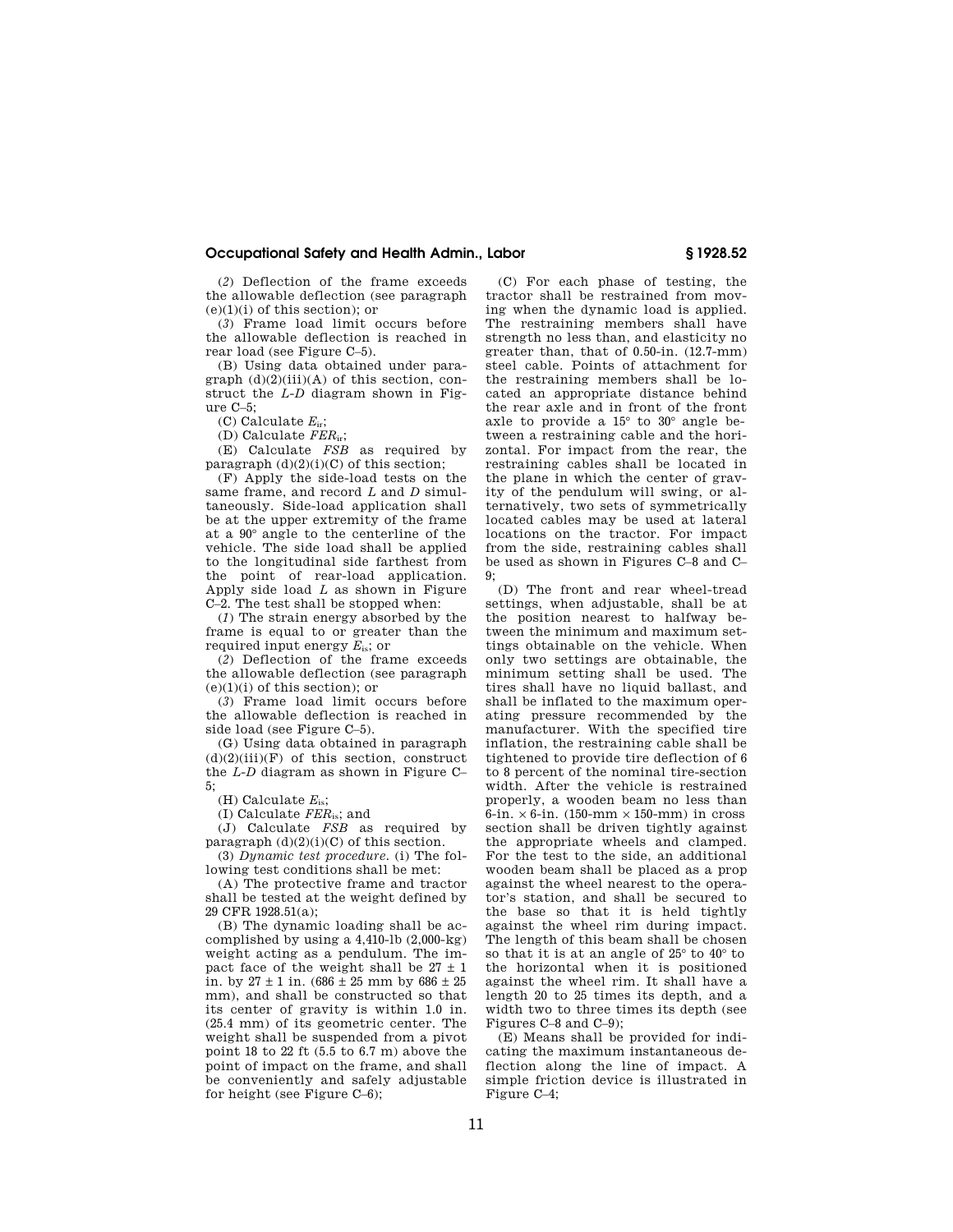(*2*) Deflection of the frame exceeds the allowable deflection (see paragraph (e)(1)(i) of this section); or

(*3*) Frame load limit occurs before the allowable deflection is reached in rear load (see Figure C–5).

(B) Using data obtained under paragraph (d)(2)(iii)(A) of this section, construct the *L-D* diagram shown in Figure C–5;

(C) Calculate $E_{ir}$;

(D) Calculate $FER_{ir}$;

(E) Calculate *FSB* as required by paragraph (d)(2)(i)(C) of this section;

(F) Apply the side-load tests on the same frame, and record *L* and *D* simultaneously. Side-load application shall be at the upper extremity of the frame at a 90° angle to the centerline of the vehicle. The side load shall be applied to the longitudinal side farthest from the point of rear-load application. Apply side load *L* as shown in Figure C–2. The test shall be stopped when:

(*1*) The strain energy absorbed by the frame is equal to or greater than the required input energy $E_{is}$; or

(*2*) Deflection of the frame exceeds the allowable deflection (see paragraph (e)(1)(i) of this section); or

(*3*) Frame load limit occurs before the allowable deflection is reached in side load (see Figure C–5).

(G) Using data obtained in paragraph (d)(2)(iii)(F) of this section, construct the *L-D* diagram as shown in Figure C–5;

(H) Calculate $E_{is}$;

(I) Calculate $FER_{is}$; and

(J) Calculate *FSB* as required by paragraph (d)(2)(i)(C) of this section.

(3) *Dynamic test procedure.* (i) The following test conditions shall be met:

(A) The protective frame and tractor shall be tested at the weight defined by 29 CFR 1928.51(a);

(B) The dynamic loading shall be accomplished by using a 4,410-lb (2,000-kg) weight acting as a pendulum. The impact face of the weight shall be 27 ± 1 in. by 27 ± 1 in. (686 ± 25 mm by 686 ± 25 mm), and shall be constructed so that its center of gravity is within 1.0 in. (25.4 mm) of its geometric center. The weight shall be suspended from a pivot point 18 to 22 ft (5.5 to 6.7 m) above the point of impact on the frame, and shall be conveniently and safely adjustable for height (see Figure C–6);

(C) For each phase of testing, the tractor shall be restrained from moving when the dynamic load is applied. The restraining members shall have strength no less than, and elasticity no greater than, that of 0.50-in. (12.7-mm) steel cable. Points of attachment for the restraining members shall be located an appropriate distance behind the rear axle and in front of the front axle to provide a 15° to 30° angle between a restraining cable and the horizontal. For impact from the rear, the restraining cables shall be located in the plane in which the center of gravity of the pendulum will swing, or alternatively, two sets of symmetrically located cables may be used at lateral locations on the tractor. For impact from the side, restraining cables shall be used as shown in Figures C–8 and C–9;

(D) The front and rear wheel-tread settings, when adjustable, shall be at the position nearest to halfway between the minimum and maximum settings obtainable on the vehicle. When only two settings are obtainable, the minimum setting shall be used. The tires shall have no liquid ballast, and shall be inflated to the maximum operating pressure recommended by the manufacturer. With the specified tire inflation, the restraining cable shall be tightened to provide tire deflection of 6 to 8 percent of the nominal tire-section width. After the vehicle is restrained properly, a wooden beam no less than 6-in. × 6-in. (150-mm × 150-mm) in cross section shall be driven tightly against the appropriate wheels and clamped. For the test to the side, an additional wooden beam shall be placed as a prop against the wheel nearest to the operator's station, and shall be secured to the base so that it is held tightly against the wheel rim during impact. The length of this beam shall be chosen so that it is at an angle of 25° to 40° to the horizontal when it is positioned against the wheel rim. It shall have a length 20 to 25 times its depth, and a width two to three times its depth (see Figures C–8 and C–9);

(E) Means shall be provided for indicating the maximum instantaneous deflection along the line of impact. A simple friction device is illustrated in Figure C–4;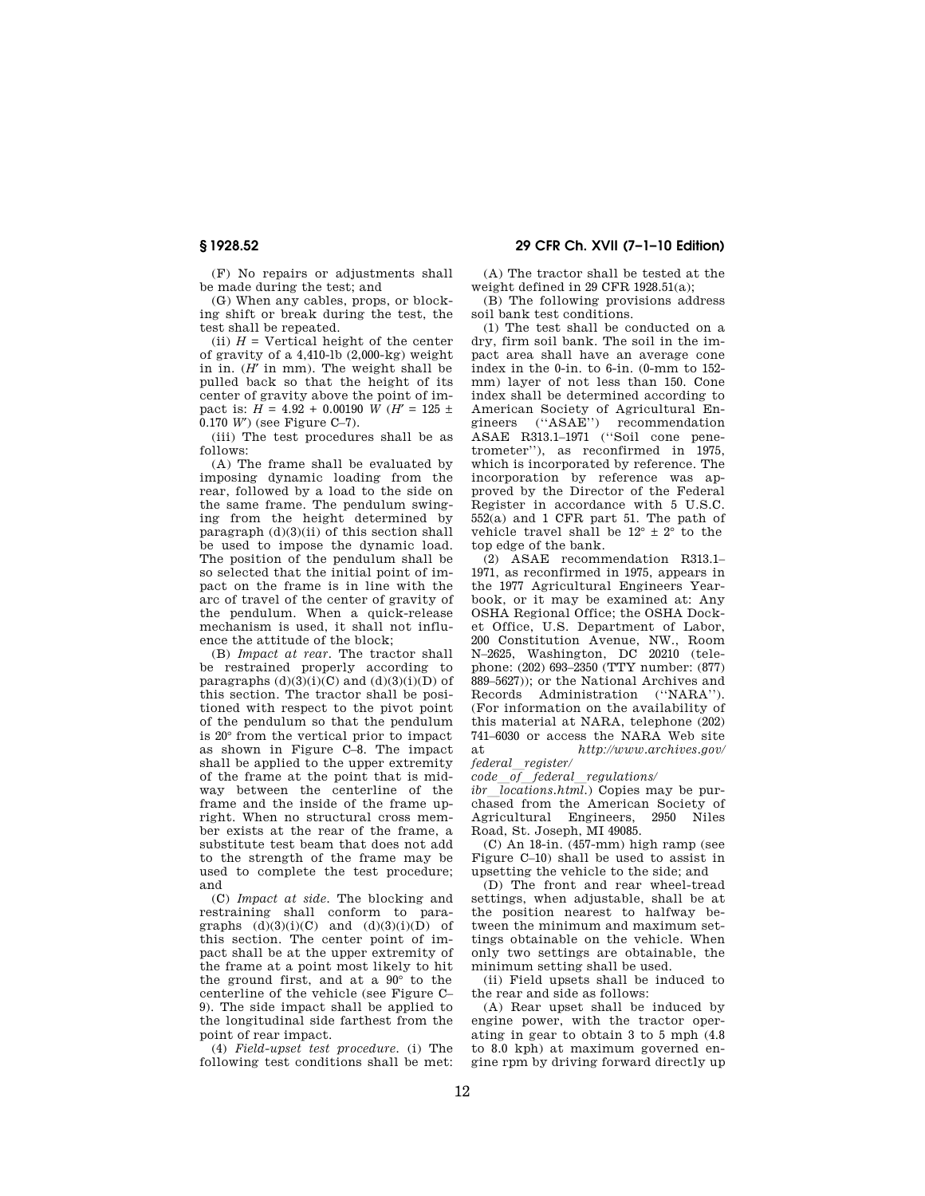(F) No repairs or adjustments shall be made during the test; and

(G) When any cables, props, or blocking shift or break during the test, the test shall be repeated.

(ii) $H$ = Vertical height of the center of gravity of a 4,410-lb (2,000-kg) weight in in. ($H'$ in mm). The weight shall be pulled back so that the height of its center of gravity above the point of impact is: $H = 4.92 + 0.00190\ W$ ($H' = 125 \pm 0.170\ W'$) (see Figure C–7).

(iii) The test procedures shall be as follows:

(A) The frame shall be evaluated by imposing dynamic loading from the rear, followed by a load to the side on the same frame. The pendulum swinging from the height determined by paragraph (d)(3)(ii) of this section shall be used to impose the dynamic load. The position of the pendulum shall be so selected that the initial point of impact on the frame is in line with the arc of travel of the center of gravity of the pendulum. When a quick-release mechanism is used, it shall not influence the attitude of the block;

(B) *Impact at rear.* The tractor shall be restrained properly according to paragraphs (d)(3)(i)(C) and (d)(3)(i)(D) of this section. The tractor shall be positioned with respect to the pivot point of the pendulum so that the pendulum is 20° from the vertical prior to impact as shown in Figure C–8. The impact shall be applied to the upper extremity of the frame at the point that is midway between the centerline of the frame and the inside of the frame upright. When no structural cross member exists at the rear of the frame, a substitute test beam that does not add to the strength of the frame may be used to complete the test procedure; and

(C) *Impact at side.* The blocking and restraining shall conform to paragraphs (d)(3)(i)(C) and (d)(3)(i)(D) of this section. The center point of impact shall be at the upper extremity of the frame at a point most likely to hit the ground first, and at a 90° to the centerline of the vehicle (see Figure C–9). The side impact shall be applied to the longitudinal side farthest from the point of rear impact.

(4) *Field-upset test procedure.* (i) The following test conditions shall be met:

(A) The tractor shall be tested at the weight defined in 29 CFR 1928.51(a);

(B) The following provisions address soil bank test conditions.

(*1*) The test shall be conducted on a dry, firm soil bank. The soil in the impact area shall have an average cone index in the 0-in. to 6-in. (0-mm to 152-mm) layer of not less than 150. Cone index shall be determined according to American Society of Agricultural Engineers (''ASAE'') recommendation ASAE R313.1–1971 (''Soil cone penetrometer''), as reconfirmed in 1975, which is incorporated by reference. The incorporation by reference was approved by the Director of the Federal Register in accordance with 5 U.S.C. 552(a) and 1 CFR part 51. The path of vehicle travel shall be 12° ± 2° to the top edge of the bank.

(*2*) ASAE recommendation R313.1–1971, as reconfirmed in 1975, appears in the 1977 Agricultural Engineers Yearbook, or it may be examined at: Any OSHA Regional Office; the OSHA Docket Office, U.S. Department of Labor, 200 Constitution Avenue, NW., Room N–2625, Washington, DC 20210 (telephone: (202) 693–2350 (TTY number: (877) 889–5627)); or the National Archives and Records Administration (''NARA''). (For information on the availability of this material at NARA, telephone (202) 741–6030 or access the NARA Web site at *http://www.archives.gov/federal_register/code_of_federal_regulations/ibr_locations.html*.) Copies may be purchased from the American Society of Agricultural Engineers, 2950 Niles Road, St. Joseph, MI 49085.

(C) An 18-in. (457-mm) high ramp (see Figure C–10) shall be used to assist in upsetting the vehicle to the side; and

(D) The front and rear wheel-tread settings, when adjustable, shall be at the position nearest to halfway between the minimum and maximum settings obtainable on the vehicle. When only two settings are obtainable, the minimum setting shall be used.

(ii) Field upsets shall be induced to the rear and side as follows:

(A) Rear upset shall be induced by engine power, with the tractor operating in gear to obtain 3 to 5 mph (4.8 to 8.0 kph) at maximum governed engine rpm by driving forward directly up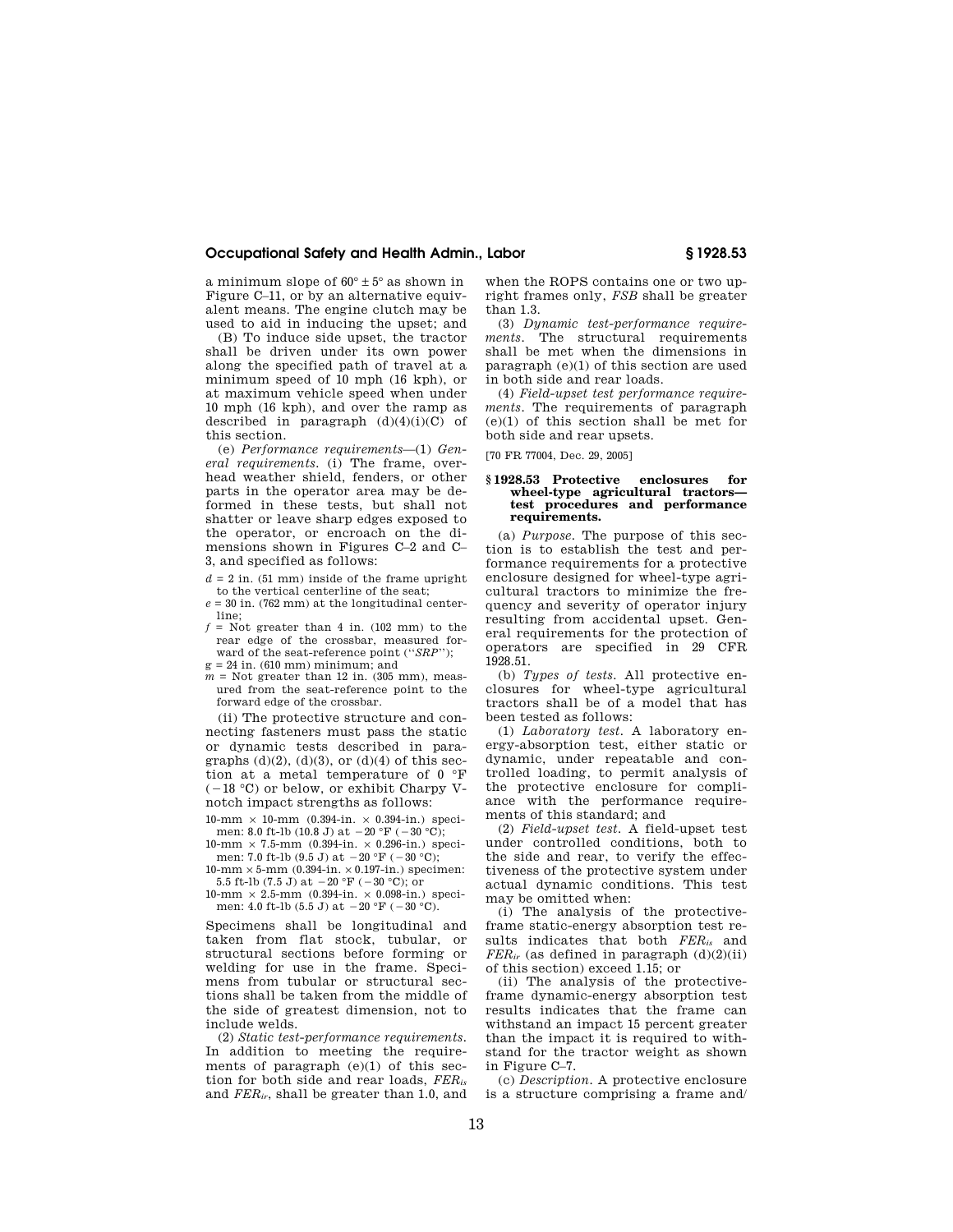a minimum slope of $60° \pm 5°$ as shown in Figure C–11, or by an alternative equivalent means. The engine clutch may be used to aid in inducing the upset; and

(B) To induce side upset, the tractor shall be driven under its own power along the specified path of travel at a minimum speed of 10 mph (16 kph), or at maximum vehicle speed when under 10 mph (16 kph), and over the ramp as described in paragraph (d)(4)(i)(C) of this section.

(e) *Performance requirements*—(1) *General requirements.* (i) The frame, overhead weather shield, fenders, or other parts in the operator area may be deformed in these tests, but shall not shatter or leave sharp edges exposed to the operator, or encroach on the dimensions shown in Figures C–2 and C–3, and specified as follows:

$d$ = 2 in. (51 mm) inside of the frame upright to the vertical centerline of the seat;

$e$ = 30 in. (762 mm) at the longitudinal centerline;

$f$ = Not greater than 4 in. (102 mm) to the rear edge of the crossbar, measured forward of the seat-reference point (''*SRP*'');

g = 24 in. (610 mm) minimum; and

$m$ = Not greater than 12 in. (305 mm), measured from the seat-reference point to the forward edge of the crossbar.

(ii) The protective structure and connecting fasteners must pass the static or dynamic tests described in paragraphs (d)(2), (d)(3), or (d)(4) of this section at a metal temperature of 0 °F (−18 °C) or below, or exhibit Charpy V-notch impact strengths as follows:

10-mm × 10-mm (0.394-in. × 0.394-in.) specimen: 8.0 ft-lb (10.8 J) at −20 °F (−30 °C);

10-mm × 7.5-mm (0.394-in. × 0.296-in.) specimen: 7.0 ft-lb (9.5 J) at −20 °F (−30 °C);

10-mm × 5-mm (0.394-in. × 0.197-in.) specimen: 5.5 ft-lb (7.5 J) at −20 °F (−30 °C); or

10-mm × 2.5-mm (0.394-in. × 0.098-in.) specimen: 4.0 ft-lb (5.5 J) at −20 °F (−30 °C).

Specimens shall be longitudinal and taken from flat stock, tubular, or structural sections before forming or welding for use in the frame. Specimens from tubular or structural sections shall be taken from the middle of the side of greatest dimension, not to include welds.

(2) *Static test-performance requirements.* In addition to meeting the requirements of paragraph (e)(1) of this section for both side and rear loads, $FER_{is}$ and $FER_{ir}$, shall be greater than 1.0, and when the ROPS contains one or two upright frames only, *FSB* shall be greater than 1.3.

(3) *Dynamic test-performance requirements.* The structural requirements shall be met when the dimensions in paragraph (e)(1) of this section are used in both side and rear loads.

(4) *Field-upset test performance requirements.* The requirements of paragraph (e)(1) of this section shall be met for both side and rear upsets.

[70 FR 77004, Dec. 29, 2005]

## § 1928.53 Protective enclosures for wheel-type agricultural tractors—test procedures and performance requirements.

(a) *Purpose.* The purpose of this section is to establish the test and performance requirements for a protective enclosure designed for wheel-type agricultural tractors to minimize the frequency and severity of operator injury resulting from accidental upset. General requirements for the protection of operators are specified in 29 CFR 1928.51.

(b) *Types of tests.* All protective enclosures for wheel-type agricultural tractors shall be of a model that has been tested as follows:

(1) *Laboratory test.* A laboratory energy-absorption test, either static or dynamic, under repeatable and controlled loading, to permit analysis of the protective enclosure for compliance with the performance requirements of this standard; and

(2) *Field-upset test.* A field-upset test under controlled conditions, both to the side and rear, to verify the effectiveness of the protective system under actual dynamic conditions. This test may be omitted when:

(i) The analysis of the protective-frame static-energy absorption test results indicates that both $FER_{is}$ and $FER_{ir}$ (as defined in paragraph (d)(2)(ii) of this section) exceed 1.15; or

(ii) The analysis of the protective-frame dynamic-energy absorption test results indicates that the frame can withstand an impact 15 percent greater than the impact it is required to withstand for the tractor weight as shown in Figure C–7.

(c) *Description.* A protective enclosure is a structure comprising a frame and/